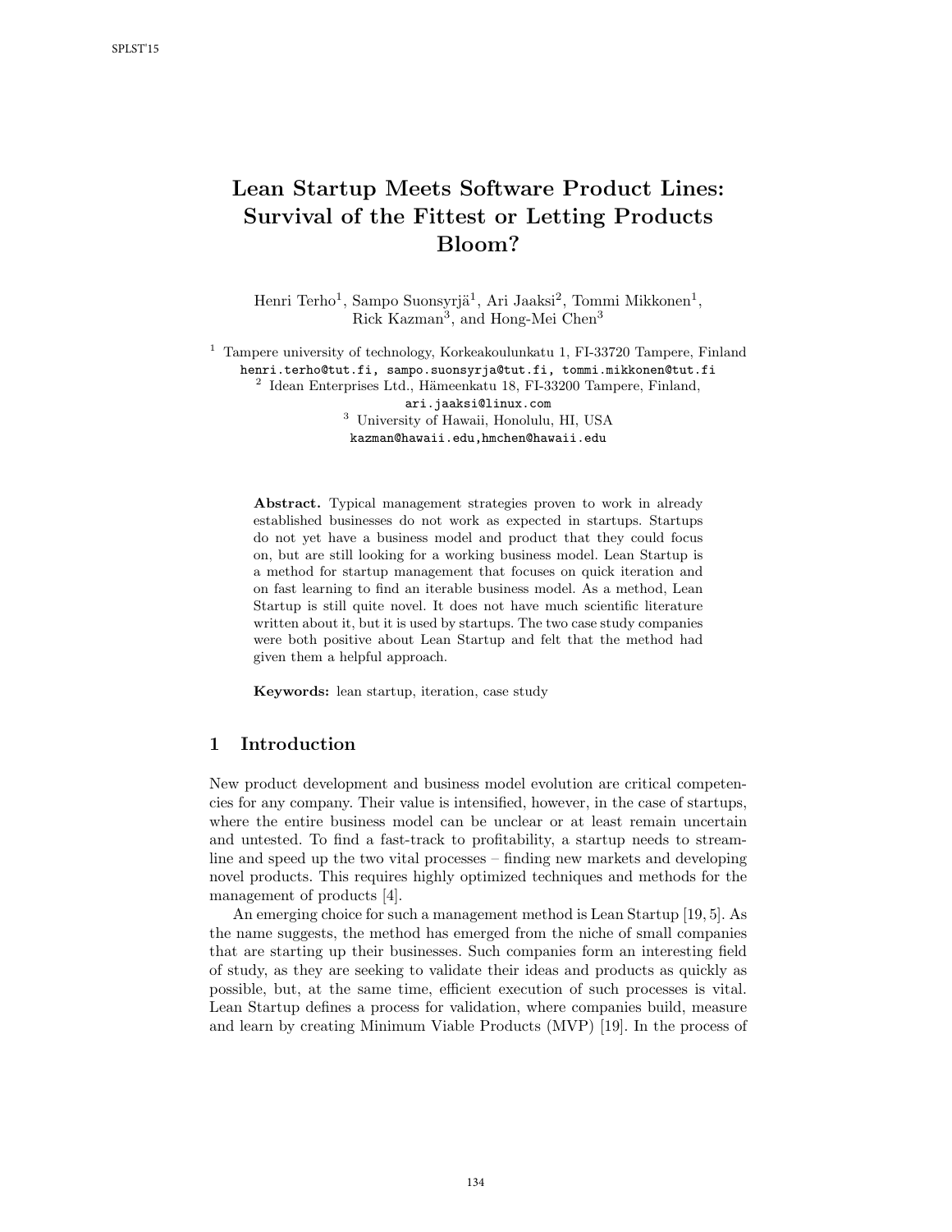# Lean Startup Meets Software Product Lines: Survival of the Fittest or Letting Products Bloom?

Henri Terho[1], Sampo Suonsyrjä[1], Ari Jaaksi[2], Tommi Mikkonen[1], Rick Kazman[3], and Hong-Mei Chen[3]

[1] Tampere university of technology, Korkeakoulunkatu 1, FI-33720 Tampere, Finland
henri.terho@tut.fi, sampo.suonsyrja@tut.fi, tommi.mikkonen@tut.fi

[2] Idean Enterprises Ltd., Hämeenkatu 18, FI-33200 Tampere, Finland,
ari.jaaksi@linux.com

[3] University of Hawaii, Honolulu, HI, USA
kazman@hawaii.edu,hmchen@hawaii.edu

**Abstract.** Typical management strategies proven to work in already established businesses do not work as expected in startups. Startups do not yet have a business model and product that they could focus on, but are still looking for a working business model. Lean Startup is a method for startup management that focuses on quick iteration and on fast learning to find an iterable business model. As a method, Lean Startup is still quite novel. It does not have much scientific literature written about it, but it is used by startups. The two case study companies were both positive about Lean Startup and felt that the method had given them a helpful approach.

**Keywords:** lean startup, iteration, case study

## 1 Introduction

New product development and business model evolution are critical competencies for any company. Their value is intensified, however, in the case of startups, where the entire business model can be unclear or at least remain uncertain and untested. To find a fast-track to profitability, a startup needs to streamline and speed up the two vital processes – finding new markets and developing novel products. This requires highly optimized techniques and methods for the management of products [4].

An emerging choice for such a management method is Lean Startup [19, 5]. As the name suggests, the method has emerged from the niche of small companies that are starting up their businesses. Such companies form an interesting field of study, as they are seeking to validate their ideas and products as quickly as possible, but, at the same time, efficient execution of such processes is vital. Lean Startup defines a process for validation, where companies build, measure and learn by creating Minimum Viable Products (MVP) [19]. In the process of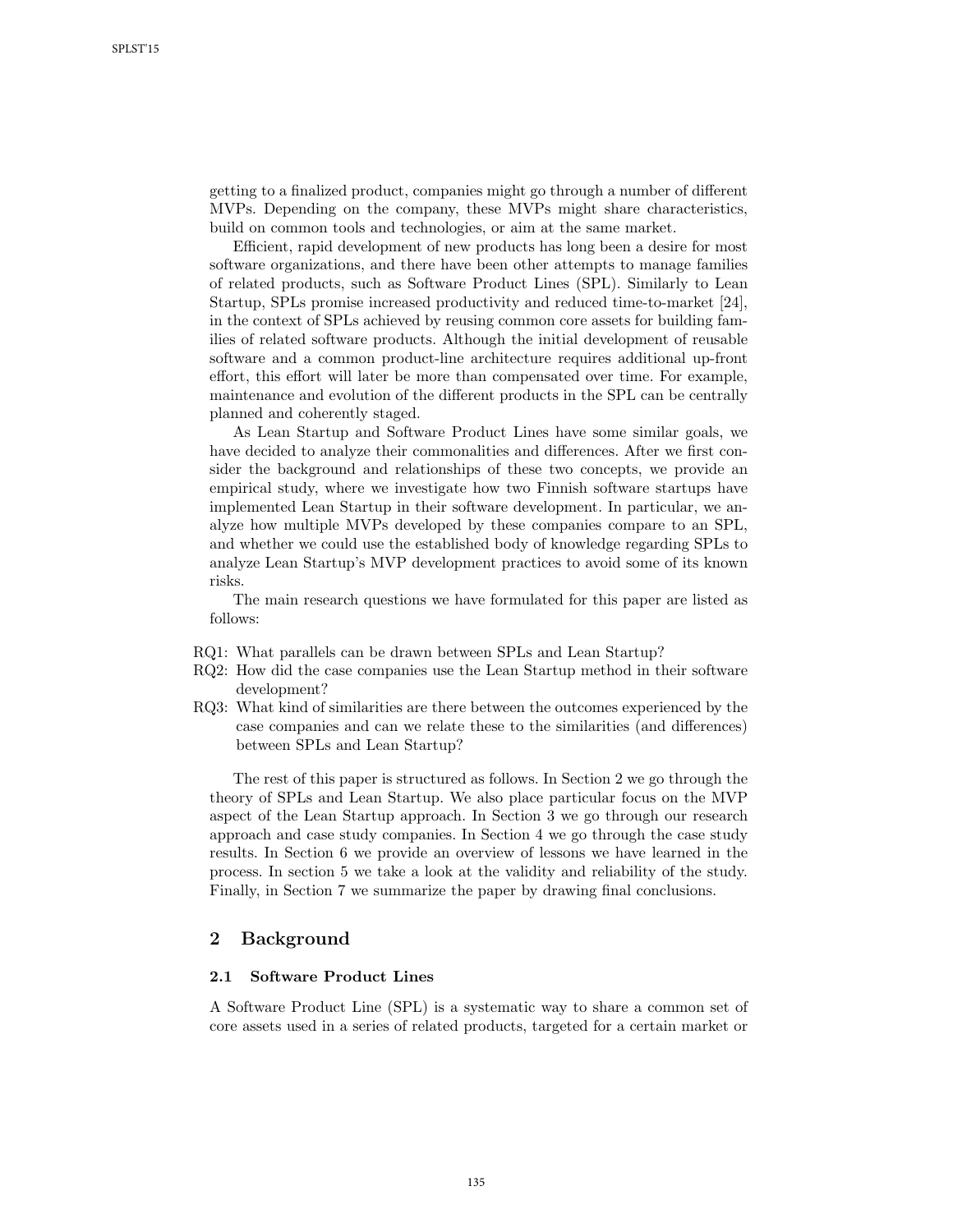getting to a finalized product, companies might go through a number of different MVPs. Depending on the company, these MVPs might share characteristics, build on common tools and technologies, or aim at the same market.

Efficient, rapid development of new products has long been a desire for most software organizations, and there have been other attempts to manage families of related products, such as Software Product Lines (SPL). Similarly to Lean Startup, SPLs promise increased productivity and reduced time-to-market [24], in the context of SPLs achieved by reusing common core assets for building families of related software products. Although the initial development of reusable software and a common product-line architecture requires additional up-front effort, this effort will later be more than compensated over time. For example, maintenance and evolution of the different products in the SPL can be centrally planned and coherently staged.

As Lean Startup and Software Product Lines have some similar goals, we have decided to analyze their commonalities and differences. After we first consider the background and relationships of these two concepts, we provide an empirical study, where we investigate how two Finnish software startups have implemented Lean Startup in their software development. In particular, we analyze how multiple MVPs developed by these companies compare to an SPL, and whether we could use the established body of knowledge regarding SPLs to analyze Lean Startup's MVP development practices to avoid some of its known risks.

The main research questions we have formulated for this paper are listed as follows:

- RQ1: What parallels can be drawn between SPLs and Lean Startup?
- RQ2: How did the case companies use the Lean Startup method in their software development?
- RQ3: What kind of similarities are there between the outcomes experienced by the case companies and can we relate these to the similarities (and differences) between SPLs and Lean Startup?

The rest of this paper is structured as follows. In Section 2 we go through the theory of SPLs and Lean Startup. We also place particular focus on the MVP aspect of the Lean Startup approach. In Section 3 we go through our research approach and case study companies. In Section 4 we go through the case study results. In Section 6 we provide an overview of lessons we have learned in the process. In section 5 we take a look at the validity and reliability of the study. Finally, in Section 7 we summarize the paper by drawing final conclusions.

## 2 Background

### 2.1 Software Product Lines

A Software Product Line (SPL) is a systematic way to share a common set of core assets used in a series of related products, targeted for a certain market or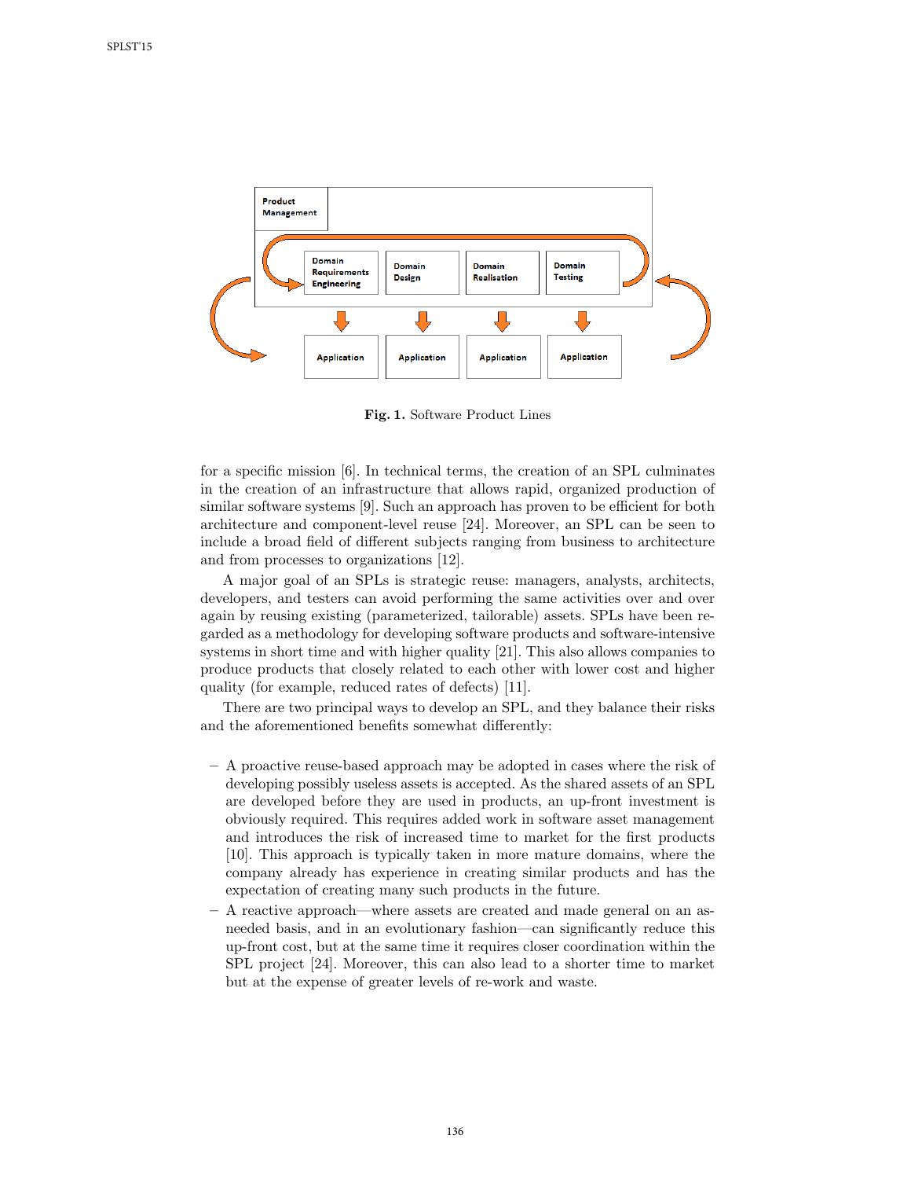Fig. 1. Software Product Lines

for a specific mission [6]. In technical terms, the creation of an SPL culminates in the creation of an infrastructure that allows rapid, organized production of similar software systems [9]. Such an approach has proven to be efficient for both architecture and component-level reuse [24]. Moreover, an SPL can be seen to include a broad field of different subjects ranging from business to architecture and from processes to organizations [12].

A major goal of an SPLs is strategic reuse: managers, analysts, architects, developers, and testers can avoid performing the same activities over and over again by reusing existing (parameterized, tailorable) assets. SPLs have been regarded as a methodology for developing software products and software-intensive systems in short time and with higher quality [21]. This also allows companies to produce products that closely related to each other with lower cost and higher quality (for example, reduced rates of defects) [11].

There are two principal ways to develop an SPL, and they balance their risks and the aforementioned benefits somewhat differently:

- A proactive reuse-based approach may be adopted in cases where the risk of developing possibly useless assets is accepted. As the shared assets of an SPL are developed before they are used in products, an up-front investment is obviously required. This requires added work in software asset management and introduces the risk of increased time to market for the first products [10]. This approach is typically taken in more mature domains, where the company already has experience in creating similar products and has the expectation of creating many such products in the future.
- A reactive approach—where assets are created and made general on an as-needed basis, and in an evolutionary fashion—can significantly reduce this up-front cost, but at the same time it requires closer coordination within the SPL project [24]. Moreover, this can also lead to a shorter time to market but at the expense of greater levels of re-work and waste.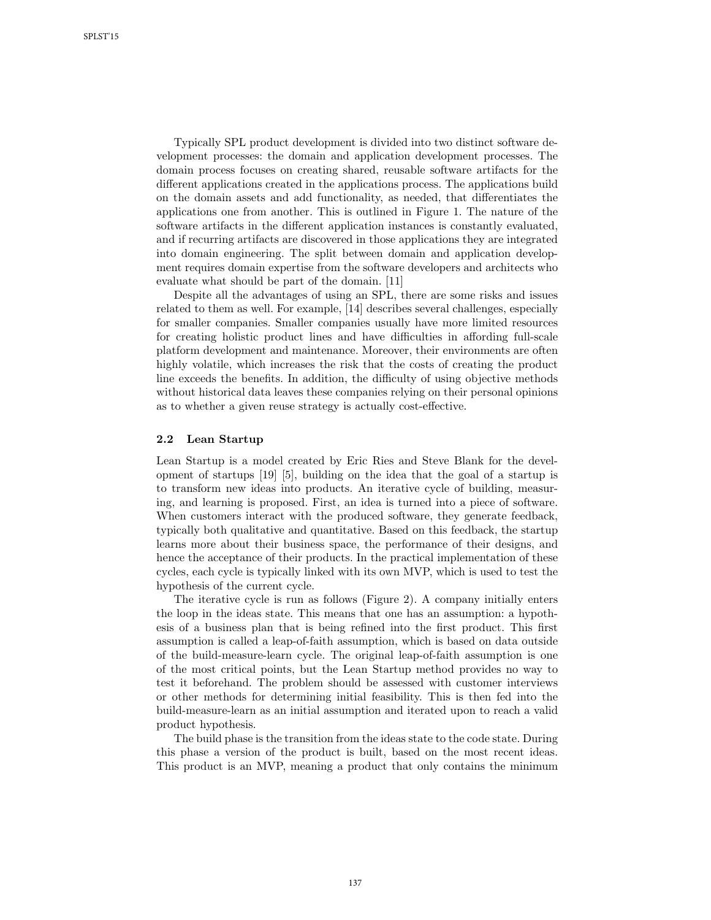Typically SPL product development is divided into two distinct software development processes: the domain and application development processes. The domain process focuses on creating shared, reusable software artifacts for the different applications created in the applications process. The applications build on the domain assets and add functionality, as needed, that differentiates the applications one from another. This is outlined in Figure 1. The nature of the software artifacts in the different application instances is constantly evaluated, and if recurring artifacts are discovered in those applications they are integrated into domain engineering. The split between domain and application development requires domain expertise from the software developers and architects who evaluate what should be part of the domain. [11]

Despite all the advantages of using an SPL, there are some risks and issues related to them as well. For example, [14] describes several challenges, especially for smaller companies. Smaller companies usually have more limited resources for creating holistic product lines and have difficulties in affording full-scale platform development and maintenance. Moreover, their environments are often highly volatile, which increases the risk that the costs of creating the product line exceeds the benefits. In addition, the difficulty of using objective methods without historical data leaves these companies relying on their personal opinions as to whether a given reuse strategy is actually cost-effective.

### 2.2 Lean Startup

Lean Startup is a model created by Eric Ries and Steve Blank for the development of startups [19] [5], building on the idea that the goal of a startup is to transform new ideas into products. An iterative cycle of building, measuring, and learning is proposed. First, an idea is turned into a piece of software. When customers interact with the produced software, they generate feedback, typically both qualitative and quantitative. Based on this feedback, the startup learns more about their business space, the performance of their designs, and hence the acceptance of their products. In the practical implementation of these cycles, each cycle is typically linked with its own MVP, which is used to test the hypothesis of the current cycle.

The iterative cycle is run as follows (Figure 2). A company initially enters the loop in the ideas state. This means that one has an assumption: a hypothesis of a business plan that is being refined into the first product. This first assumption is called a leap-of-faith assumption, which is based on data outside of the build-measure-learn cycle. The original leap-of-faith assumption is one of the most critical points, but the Lean Startup method provides no way to test it beforehand. The problem should be assessed with customer interviews or other methods for determining initial feasibility. This is then fed into the build-measure-learn as an initial assumption and iterated upon to reach a valid product hypothesis.

The build phase is the transition from the ideas state to the code state. During this phase a version of the product is built, based on the most recent ideas. This product is an MVP, meaning a product that only contains the minimum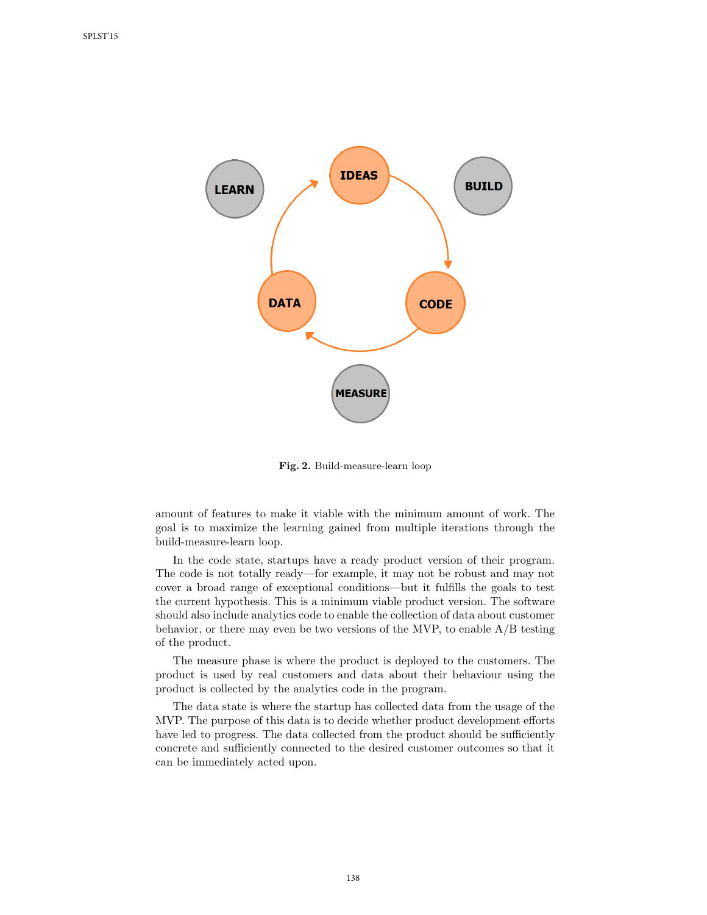Fig. 2. Build-measure-learn loop

amount of features to make it viable with the minimum amount of work. The goal is to maximize the learning gained from multiple iterations through the build-measure-learn loop.

In the code state, startups have a ready product version of their program. The code is not totally ready—for example, it may not be robust and may not cover a broad range of exceptional conditions—but it fulfills the goals to test the current hypothesis. This is a minimum viable product version. The software should also include analytics code to enable the collection of data about customer behavior, or there may even be two versions of the MVP, to enable A/B testing of the product.

The measure phase is where the product is deployed to the customers. The product is used by real customers and data about their behaviour using the product is collected by the analytics code in the program.

The data state is where the startup has collected data from the usage of the MVP. The purpose of this data is to decide whether product development efforts have led to progress. The data collected from the product should be sufficiently concrete and sufficiently connected to the desired customer outcomes so that it can be immediately acted upon.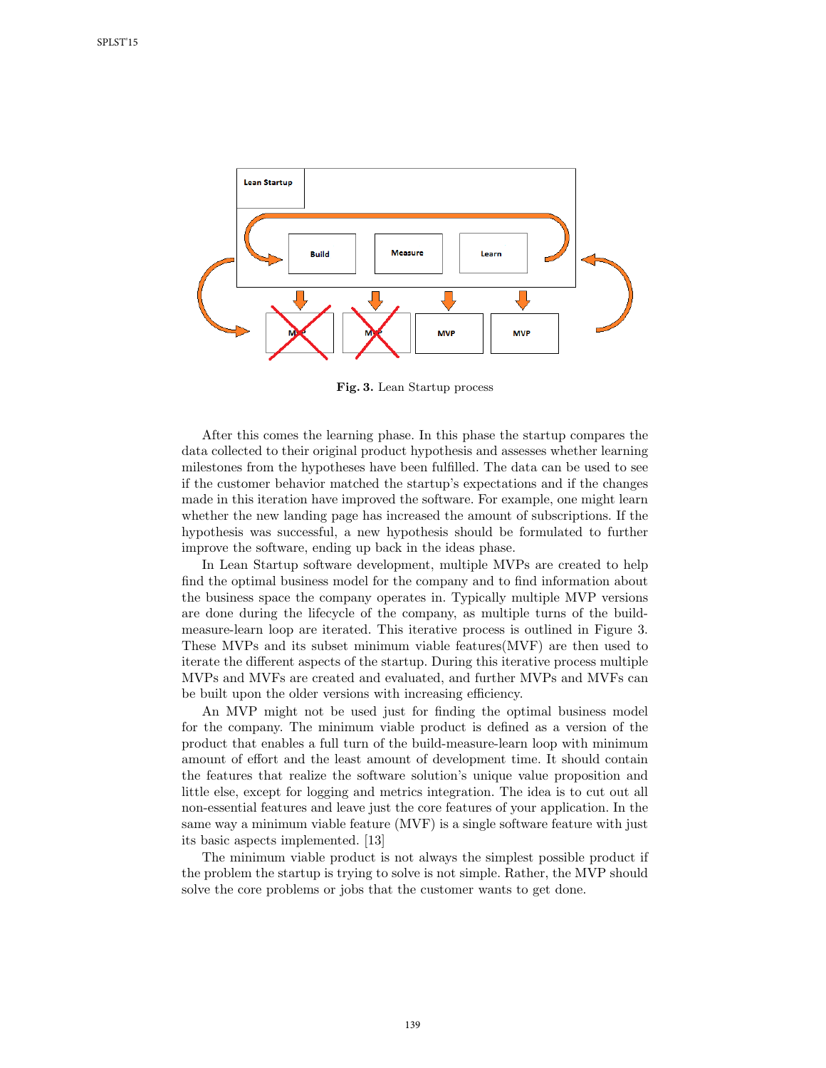**Fig. 3.** Lean Startup process

After this comes the learning phase. In this phase the startup compares the data collected to their original product hypothesis and assesses whether learning milestones from the hypotheses have been fulfilled. The data can be used to see if the customer behavior matched the startup's expectations and if the changes made in this iteration have improved the software. For example, one might learn whether the new landing page has increased the amount of subscriptions. If the hypothesis was successful, a new hypothesis should be formulated to further improve the software, ending up back in the ideas phase.

In Lean Startup software development, multiple MVPs are created to help find the optimal business model for the company and to find information about the business space the company operates in. Typically multiple MVP versions are done during the lifecycle of the company, as multiple turns of the build-measure-learn loop are iterated. This iterative process is outlined in Figure 3. These MVPs and its subset minimum viable features(MVF) are then used to iterate the different aspects of the startup. During this iterative process multiple MVPs and MVFs are created and evaluated, and further MVPs and MVFs can be built upon the older versions with increasing efficiency.

An MVP might not be used just for finding the optimal business model for the company. The minimum viable product is defined as a version of the product that enables a full turn of the build-measure-learn loop with minimum amount of effort and the least amount of development time. It should contain the features that realize the software solution's unique value proposition and little else, except for logging and metrics integration. The idea is to cut out all non-essential features and leave just the core features of your application. In the same way a minimum viable feature (MVF) is a single software feature with just its basic aspects implemented. [13]

The minimum viable product is not always the simplest possible product if the problem the startup is trying to solve is not simple. Rather, the MVP should solve the core problems or jobs that the customer wants to get done.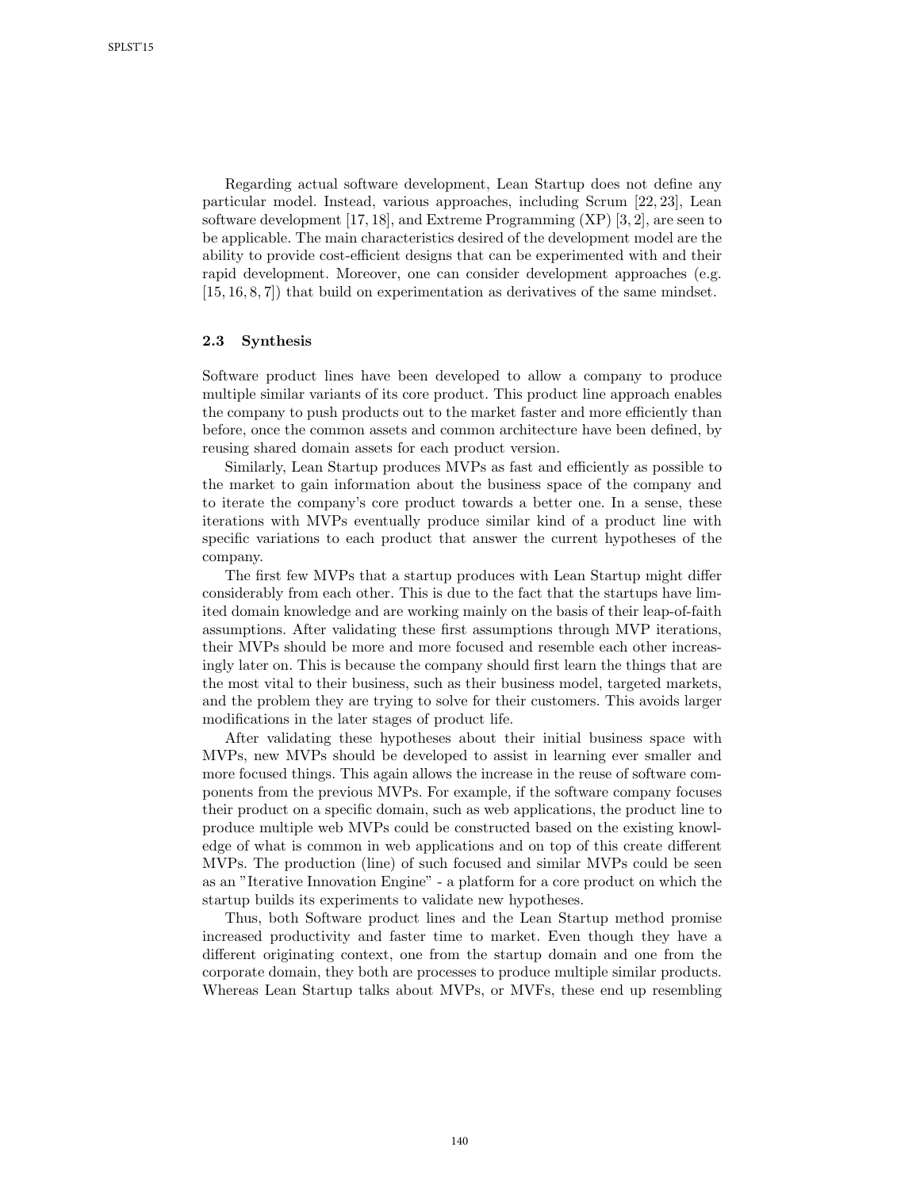Regarding actual software development, Lean Startup does not define any particular model. Instead, various approaches, including Scrum [22, 23], Lean software development [17, 18], and Extreme Programming (XP) [3, 2], are seen to be applicable. The main characteristics desired of the development model are the ability to provide cost-efficient designs that can be experimented with and their rapid development. Moreover, one can consider development approaches (e.g. [15, 16, 8, 7]) that build on experimentation as derivatives of the same mindset.

### 2.3 Synthesis

Software product lines have been developed to allow a company to produce multiple similar variants of its core product. This product line approach enables the company to push products out to the market faster and more efficiently than before, once the common assets and common architecture have been defined, by reusing shared domain assets for each product version.

Similarly, Lean Startup produces MVPs as fast and efficiently as possible to the market to gain information about the business space of the company and to iterate the company's core product towards a better one. In a sense, these iterations with MVPs eventually produce similar kind of a product line with specific variations to each product that answer the current hypotheses of the company.

The first few MVPs that a startup produces with Lean Startup might differ considerably from each other. This is due to the fact that the startups have limited domain knowledge and are working mainly on the basis of their leap-of-faith assumptions. After validating these first assumptions through MVP iterations, their MVPs should be more and more focused and resemble each other increasingly later on. This is because the company should first learn the things that are the most vital to their business, such as their business model, targeted markets, and the problem they are trying to solve for their customers. This avoids larger modifications in the later stages of product life.

After validating these hypotheses about their initial business space with MVPs, new MVPs should be developed to assist in learning ever smaller and more focused things. This again allows the increase in the reuse of software components from the previous MVPs. For example, if the software company focuses their product on a specific domain, such as web applications, the product line to produce multiple web MVPs could be constructed based on the existing knowledge of what is common in web applications and on top of this create different MVPs. The production (line) of such focused and similar MVPs could be seen as an "Iterative Innovation Engine" - a platform for a core product on which the startup builds its experiments to validate new hypotheses.

Thus, both Software product lines and the Lean Startup method promise increased productivity and faster time to market. Even though they have a different originating context, one from the startup domain and one from the corporate domain, they both are processes to produce multiple similar products. Whereas Lean Startup talks about MVPs, or MVFs, these end up resembling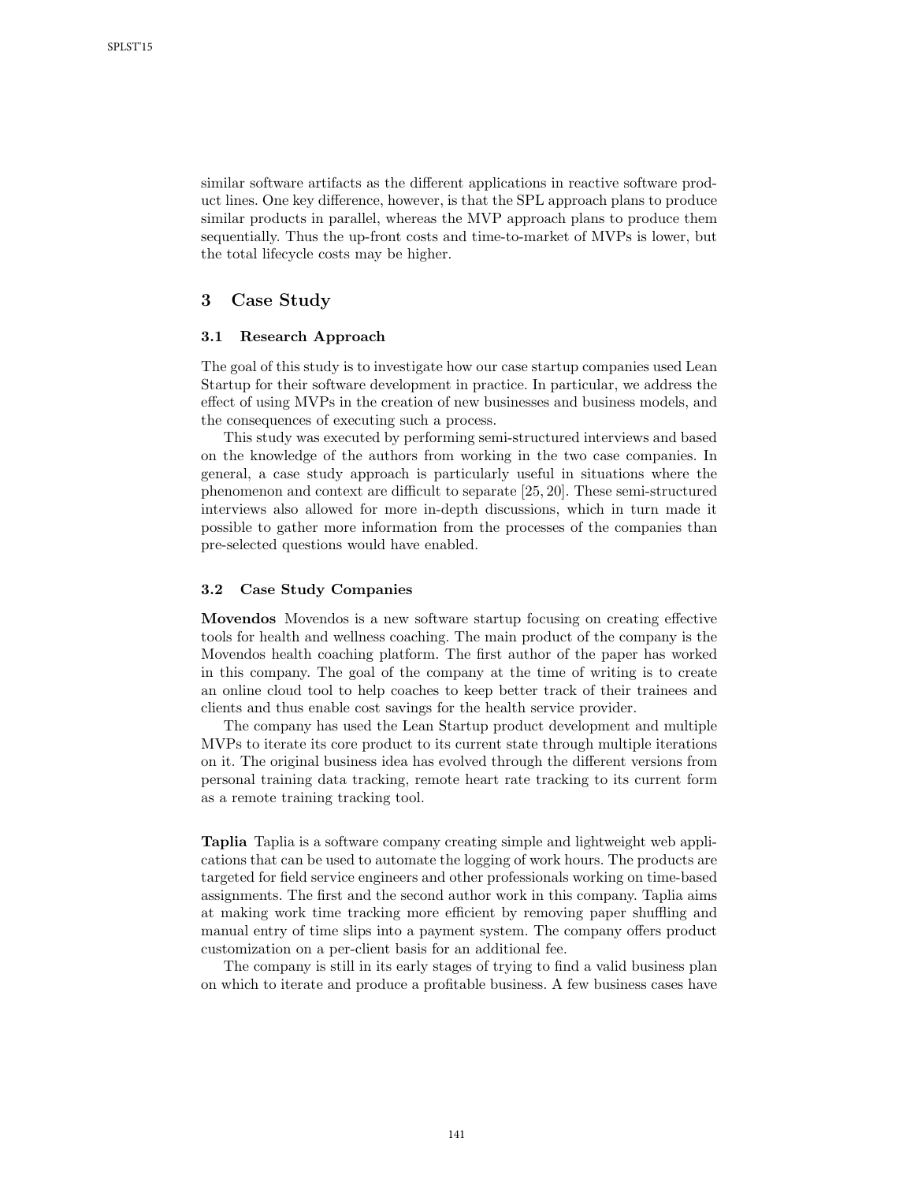similar software artifacts as the different applications in reactive software product lines. One key difference, however, is that the SPL approach plans to produce similar products in parallel, whereas the MVP approach plans to produce them sequentially. Thus the up-front costs and time-to-market of MVPs is lower, but the total lifecycle costs may be higher.

## 3 Case Study

### 3.1 Research Approach

The goal of this study is to investigate how our case startup companies used Lean Startup for their software development in practice. In particular, we address the effect of using MVPs in the creation of new businesses and business models, and the consequences of executing such a process.

This study was executed by performing semi-structured interviews and based on the knowledge of the authors from working in the two case companies. In general, a case study approach is particularly useful in situations where the phenomenon and context are difficult to separate [25, 20]. These semi-structured interviews also allowed for more in-depth discussions, which in turn made it possible to gather more information from the processes of the companies than pre-selected questions would have enabled.

### 3.2 Case Study Companies

**Movendos** Movendos is a new software startup focusing on creating effective tools for health and wellness coaching. The main product of the company is the Movendos health coaching platform. The first author of the paper has worked in this company. The goal of the company at the time of writing is to create an online cloud tool to help coaches to keep better track of their trainees and clients and thus enable cost savings for the health service provider.

The company has used the Lean Startup product development and multiple MVPs to iterate its core product to its current state through multiple iterations on it. The original business idea has evolved through the different versions from personal training data tracking, remote heart rate tracking to its current form as a remote training tracking tool.

**Taplia** Taplia is a software company creating simple and lightweight web applications that can be used to automate the logging of work hours. The products are targeted for field service engineers and other professionals working on time-based assignments. The first and the second author work in this company. Taplia aims at making work time tracking more efficient by removing paper shuffling and manual entry of time slips into a payment system. The company offers product customization on a per-client basis for an additional fee.

The company is still in its early stages of trying to find a valid business plan on which to iterate and produce a profitable business. A few business cases have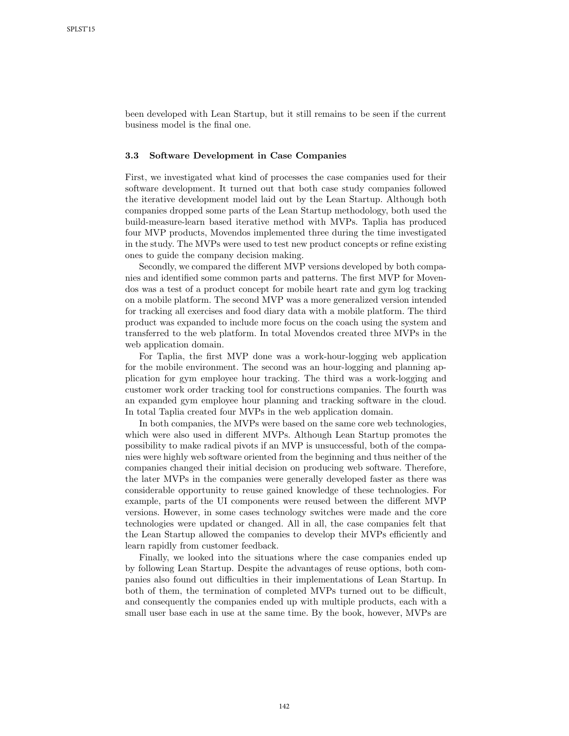been developed with Lean Startup, but it still remains to be seen if the current business model is the final one.

### 3.3 Software Development in Case Companies

First, we investigated what kind of processes the case companies used for their software development. It turned out that both case study companies followed the iterative development model laid out by the Lean Startup. Although both companies dropped some parts of the Lean Startup methodology, both used the build-measure-learn based iterative method with MVPs. Taplia has produced four MVP products, Movendos implemented three during the time investigated in the study. The MVPs were used to test new product concepts or refine existing ones to guide the company decision making.

Secondly, we compared the different MVP versions developed by both companies and identified some common parts and patterns. The first MVP for Movendos was a test of a product concept for mobile heart rate and gym log tracking on a mobile platform. The second MVP was a more generalized version intended for tracking all exercises and food diary data with a mobile platform. The third product was expanded to include more focus on the coach using the system and transferred to the web platform. In total Movendos created three MVPs in the web application domain.

For Taplia, the first MVP done was a work-hour-logging web application for the mobile environment. The second was an hour-logging and planning application for gym employee hour tracking. The third was a work-logging and customer work order tracking tool for constructions companies. The fourth was an expanded gym employee hour planning and tracking software in the cloud. In total Taplia created four MVPs in the web application domain.

In both companies, the MVPs were based on the same core web technologies, which were also used in different MVPs. Although Lean Startup promotes the possibility to make radical pivots if an MVP is unsuccessful, both of the companies were highly web software oriented from the beginning and thus neither of the companies changed their initial decision on producing web software. Therefore, the later MVPs in the companies were generally developed faster as there was considerable opportunity to reuse gained knowledge of these technologies. For example, parts of the UI components were reused between the different MVP versions. However, in some cases technology switches were made and the core technologies were updated or changed. All in all, the case companies felt that the Lean Startup allowed the companies to develop their MVPs efficiently and learn rapidly from customer feedback.

Finally, we looked into the situations where the case companies ended up by following Lean Startup. Despite the advantages of reuse options, both companies also found out difficulties in their implementations of Lean Startup. In both of them, the termination of completed MVPs turned out to be difficult, and consequently the companies ended up with multiple products, each with a small user base each in use at the same time. By the book, however, MVPs are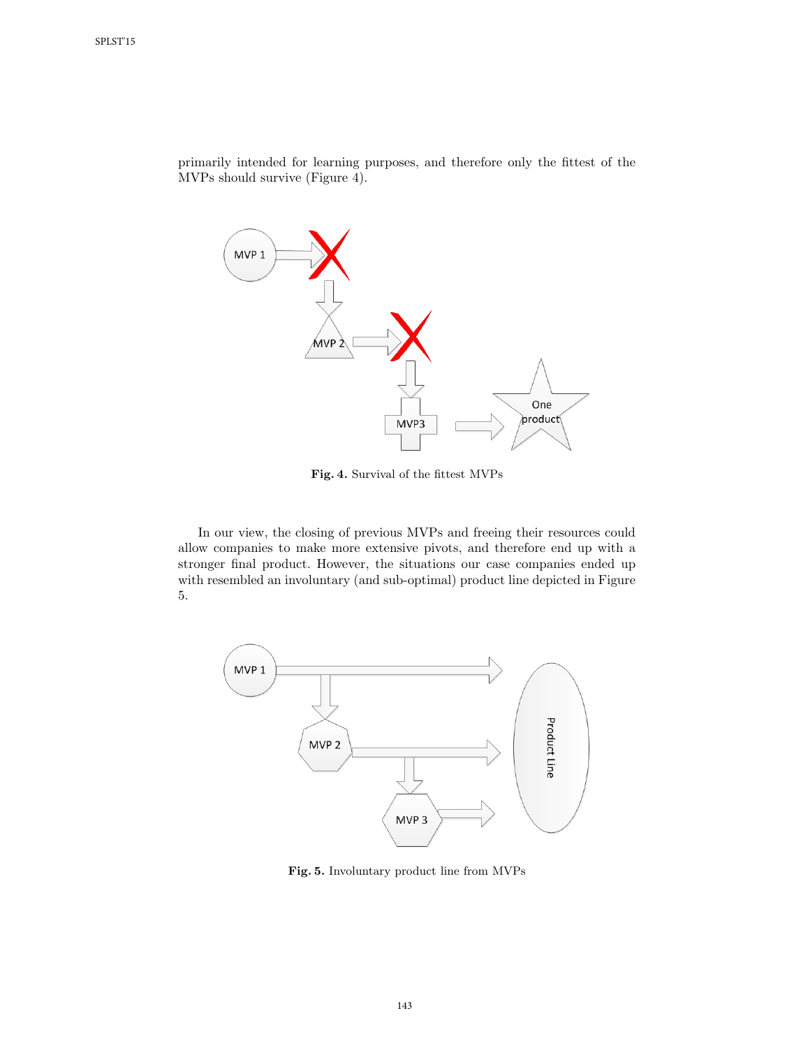primarily intended for learning purposes, and therefore only the fittest of the MVPs should survive (Figure 4).

**Fig. 4.** Survival of the fittest MVPs

In our view, the closing of previous MVPs and freeing their resources could allow companies to make more extensive pivots, and therefore end up with a stronger final product. However, the situations our case companies ended up with resembled an involuntary (and sub-optimal) product line depicted in Figure 5.

**Fig. 5.** Involuntary product line from MVPs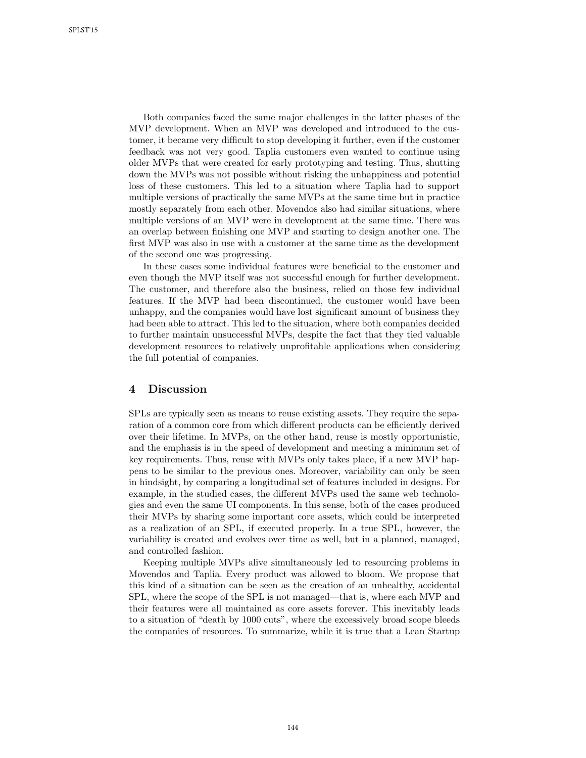Both companies faced the same major challenges in the latter phases of the MVP development. When an MVP was developed and introduced to the customer, it became very difficult to stop developing it further, even if the customer feedback was not very good. Taplia customers even wanted to continue using older MVPs that were created for early prototyping and testing. Thus, shutting down the MVPs was not possible without risking the unhappiness and potential loss of these customers. This led to a situation where Taplia had to support multiple versions of practically the same MVPs at the same time but in practice mostly separately from each other. Movendos also had similar situations, where multiple versions of an MVP were in development at the same time. There was an overlap between finishing one MVP and starting to design another one. The first MVP was also in use with a customer at the same time as the development of the second one was progressing.

In these cases some individual features were beneficial to the customer and even though the MVP itself was not successful enough for further development. The customer, and therefore also the business, relied on those few individual features. If the MVP had been discontinued, the customer would have been unhappy, and the companies would have lost significant amount of business they had been able to attract. This led to the situation, where both companies decided to further maintain unsuccessful MVPs, despite the fact that they tied valuable development resources to relatively unprofitable applications when considering the full potential of companies.

## 4 Discussion

SPLs are typically seen as means to reuse existing assets. They require the separation of a common core from which different products can be efficiently derived over their lifetime. In MVPs, on the other hand, reuse is mostly opportunistic, and the emphasis is in the speed of development and meeting a minimum set of key requirements. Thus, reuse with MVPs only takes place, if a new MVP happens to be similar to the previous ones. Moreover, variability can only be seen in hindsight, by comparing a longitudinal set of features included in designs. For example, in the studied cases, the different MVPs used the same web technologies and even the same UI components. In this sense, both of the cases produced their MVPs by sharing some important core assets, which could be interpreted as a realization of an SPL, if executed properly. In a true SPL, however, the variability is created and evolves over time as well, but in a planned, managed, and controlled fashion.

Keeping multiple MVPs alive simultaneously led to resourcing problems in Movendos and Taplia. Every product was allowed to bloom. We propose that this kind of a situation can be seen as the creation of an unhealthy, accidental SPL, where the scope of the SPL is not managed—that is, where each MVP and their features were all maintained as core assets forever. This inevitably leads to a situation of "death by 1000 cuts", where the excessively broad scope bleeds the companies of resources. To summarize, while it is true that a Lean Startup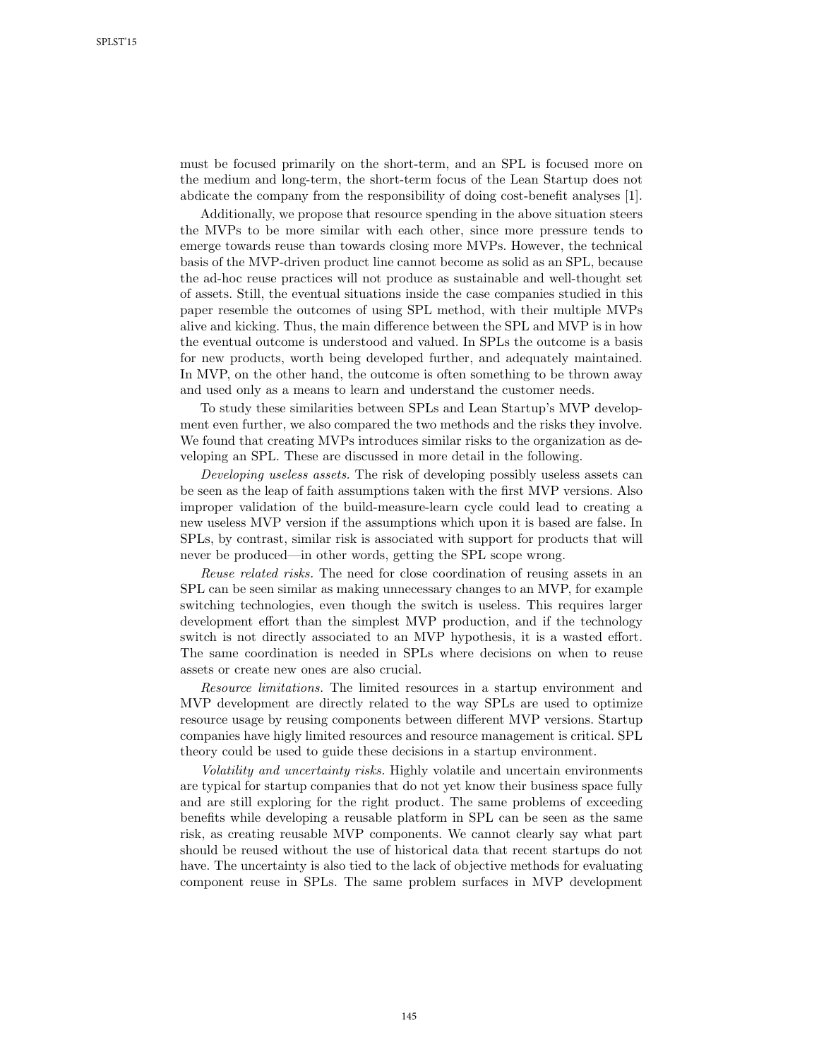must be focused primarily on the short-term, and an SPL is focused more on the medium and long-term, the short-term focus of the Lean Startup does not abdicate the company from the responsibility of doing cost-benefit analyses [1].

Additionally, we propose that resource spending in the above situation steers the MVPs to be more similar with each other, since more pressure tends to emerge towards reuse than towards closing more MVPs. However, the technical basis of the MVP-driven product line cannot become as solid as an SPL, because the ad-hoc reuse practices will not produce as sustainable and well-thought set of assets. Still, the eventual situations inside the case companies studied in this paper resemble the outcomes of using SPL method, with their multiple MVPs alive and kicking. Thus, the main difference between the SPL and MVP is in how the eventual outcome is understood and valued. In SPLs the outcome is a basis for new products, worth being developed further, and adequately maintained. In MVP, on the other hand, the outcome is often something to be thrown away and used only as a means to learn and understand the customer needs.

To study these similarities between SPLs and Lean Startup's MVP development even further, we also compared the two methods and the risks they involve. We found that creating MVPs introduces similar risks to the organization as developing an SPL. These are discussed in more detail in the following.

*Developing useless assets.* The risk of developing possibly useless assets can be seen as the leap of faith assumptions taken with the first MVP versions. Also improper validation of the build-measure-learn cycle could lead to creating a new useless MVP version if the assumptions which upon it is based are false. In SPLs, by contrast, similar risk is associated with support for products that will never be produced—in other words, getting the SPL scope wrong.

*Reuse related risks.* The need for close coordination of reusing assets in an SPL can be seen similar as making unnecessary changes to an MVP, for example switching technologies, even though the switch is useless. This requires larger development effort than the simplest MVP production, and if the technology switch is not directly associated to an MVP hypothesis, it is a wasted effort. The same coordination is needed in SPLs where decisions on when to reuse assets or create new ones are also crucial.

*Resource limitations.* The limited resources in a startup environment and MVP development are directly related to the way SPLs are used to optimize resource usage by reusing components between different MVP versions. Startup companies have higly limited resources and resource management is critical. SPL theory could be used to guide these decisions in a startup environment.

*Volatility and uncertainty risks.* Highly volatile and uncertain environments are typical for startup companies that do not yet know their business space fully and are still exploring for the right product. The same problems of exceeding benefits while developing a reusable platform in SPL can be seen as the same risk, as creating reusable MVP components. We cannot clearly say what part should be reused without the use of historical data that recent startups do not have. The uncertainty is also tied to the lack of objective methods for evaluating component reuse in SPLs. The same problem surfaces in MVP development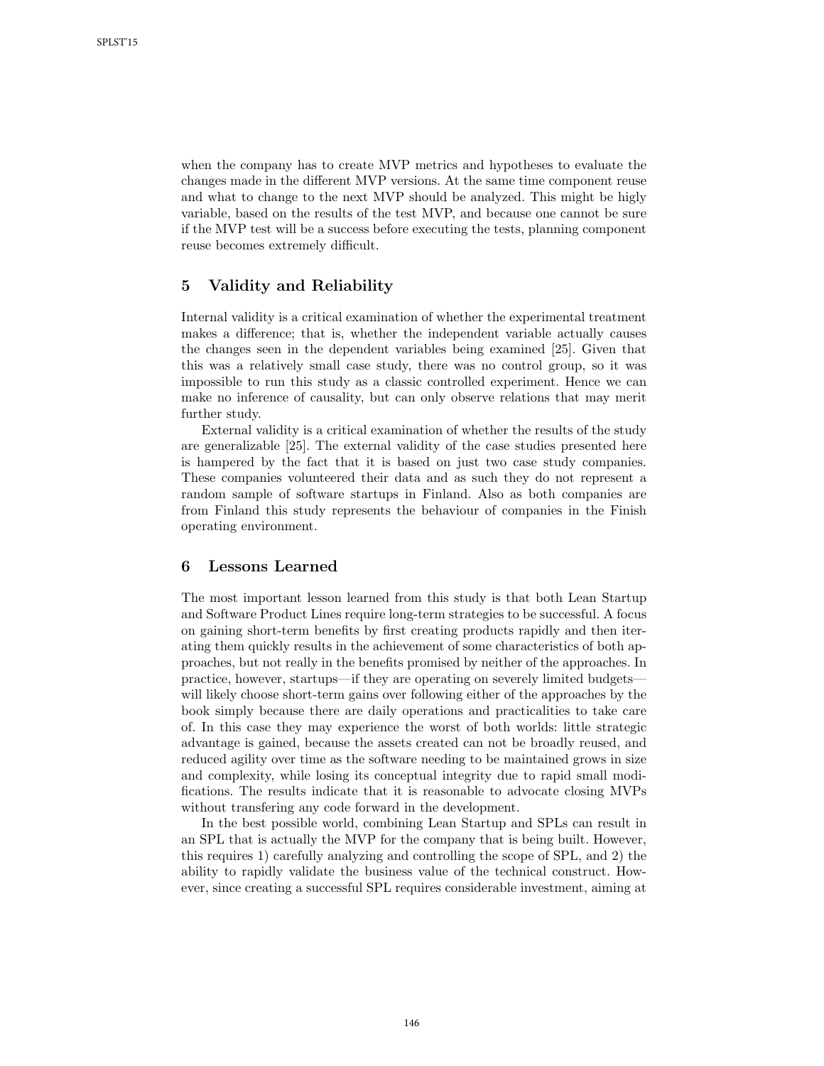when the company has to create MVP metrics and hypotheses to evaluate the changes made in the different MVP versions. At the same time component reuse and what to change to the next MVP should be analyzed. This might be higly variable, based on the results of the test MVP, and because one cannot be sure if the MVP test will be a success before executing the tests, planning component reuse becomes extremely difficult.

## 5 Validity and Reliability

Internal validity is a critical examination of whether the experimental treatment makes a difference; that is, whether the independent variable actually causes the changes seen in the dependent variables being examined [25]. Given that this was a relatively small case study, there was no control group, so it was impossible to run this study as a classic controlled experiment. Hence we can make no inference of causality, but can only observe relations that may merit further study.

External validity is a critical examination of whether the results of the study are generalizable [25]. The external validity of the case studies presented here is hampered by the fact that it is based on just two case study companies. These companies volunteered their data and as such they do not represent a random sample of software startups in Finland. Also as both companies are from Finland this study represents the behaviour of companies in the Finish operating environment.

## 6 Lessons Learned

The most important lesson learned from this study is that both Lean Startup and Software Product Lines require long-term strategies to be successful. A focus on gaining short-term benefits by first creating products rapidly and then iterating them quickly results in the achievement of some characteristics of both approaches, but not really in the benefits promised by neither of the approaches. In practice, however, startups—if they are operating on severely limited budgets—will likely choose short-term gains over following either of the approaches by the book simply because there are daily operations and practicalities to take care of. In this case they may experience the worst of both worlds: little strategic advantage is gained, because the assets created can not be broadly reused, and reduced agility over time as the software needing to be maintained grows in size and complexity, while losing its conceptual integrity due to rapid small modifications. The results indicate that it is reasonable to advocate closing MVPs without transfering any code forward in the development.

In the best possible world, combining Lean Startup and SPLs can result in an SPL that is actually the MVP for the company that is being built. However, this requires 1) carefully analyzing and controlling the scope of SPL, and 2) the ability to rapidly validate the business value of the technical construct. However, since creating a successful SPL requires considerable investment, aiming at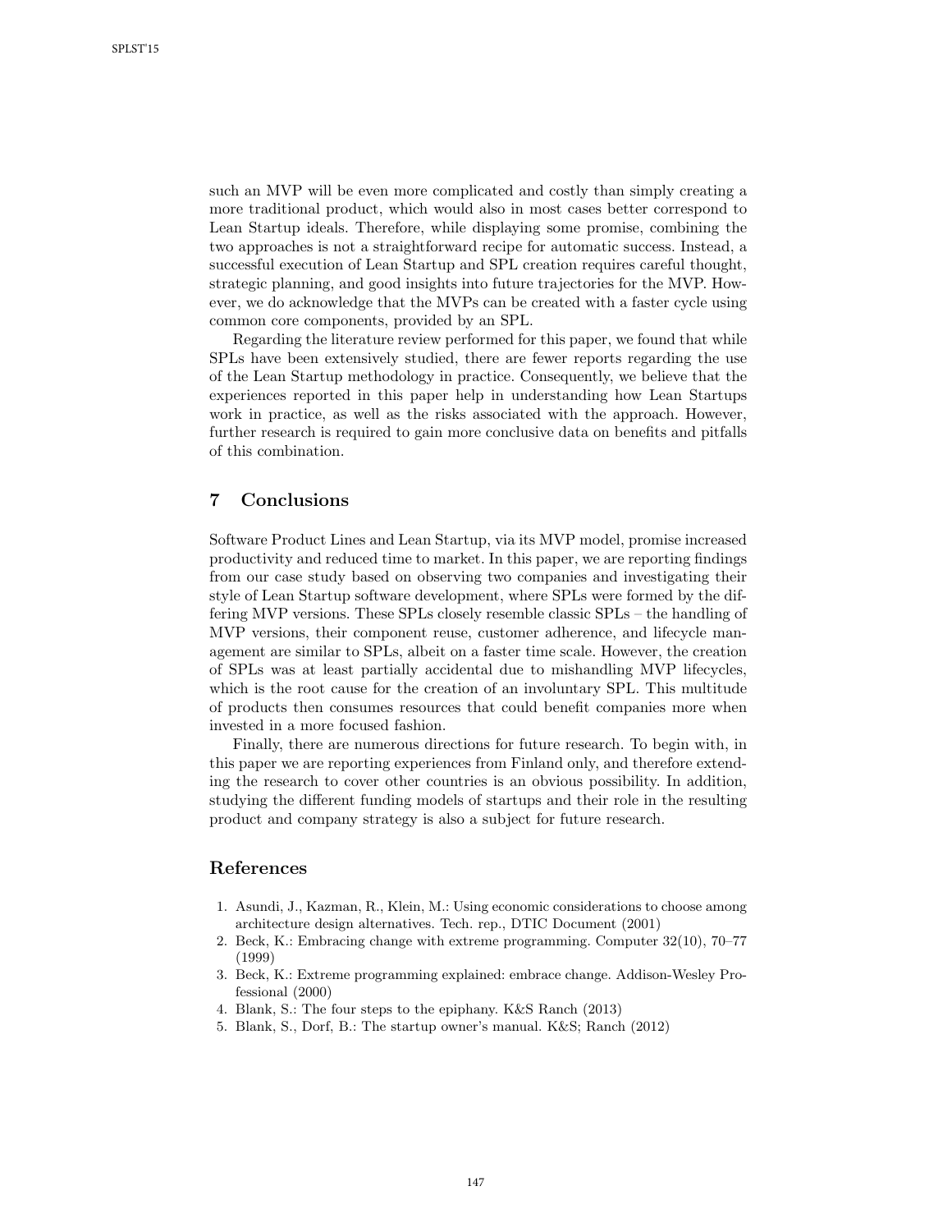such an MVP will be even more complicated and costly than simply creating a more traditional product, which would also in most cases better correspond to Lean Startup ideals. Therefore, while displaying some promise, combining the two approaches is not a straightforward recipe for automatic success. Instead, a successful execution of Lean Startup and SPL creation requires careful thought, strategic planning, and good insights into future trajectories for the MVP. However, we do acknowledge that the MVPs can be created with a faster cycle using common core components, provided by an SPL.

Regarding the literature review performed for this paper, we found that while SPLs have been extensively studied, there are fewer reports regarding the use of the Lean Startup methodology in practice. Consequently, we believe that the experiences reported in this paper help in understanding how Lean Startups work in practice, as well as the risks associated with the approach. However, further research is required to gain more conclusive data on benefits and pitfalls of this combination.

## 7 Conclusions

Software Product Lines and Lean Startup, via its MVP model, promise increased productivity and reduced time to market. In this paper, we are reporting findings from our case study based on observing two companies and investigating their style of Lean Startup software development, where SPLs were formed by the differing MVP versions. These SPLs closely resemble classic SPLs – the handling of MVP versions, their component reuse, customer adherence, and lifecycle management are similar to SPLs, albeit on a faster time scale. However, the creation of SPLs was at least partially accidental due to mishandling MVP lifecycles, which is the root cause for the creation of an involuntary SPL. This multitude of products then consumes resources that could benefit companies more when invested in a more focused fashion.

Finally, there are numerous directions for future research. To begin with, in this paper we are reporting experiences from Finland only, and therefore extending the research to cover other countries is an obvious possibility. In addition, studying the different funding models of startups and their role in the resulting product and company strategy is also a subject for future research.

## References

1. Asundi, J., Kazman, R., Klein, M.: Using economic considerations to choose among architecture design alternatives. Tech. rep., DTIC Document (2001)
2. Beck, K.: Embracing change with extreme programming. Computer 32(10), 70–77 (1999)
3. Beck, K.: Extreme programming explained: embrace change. Addison-Wesley Professional (2000)
4. Blank, S.: The four steps to the epiphany. K&S Ranch (2013)
5. Blank, S., Dorf, B.: The startup owner's manual. K&S; Ranch (2012)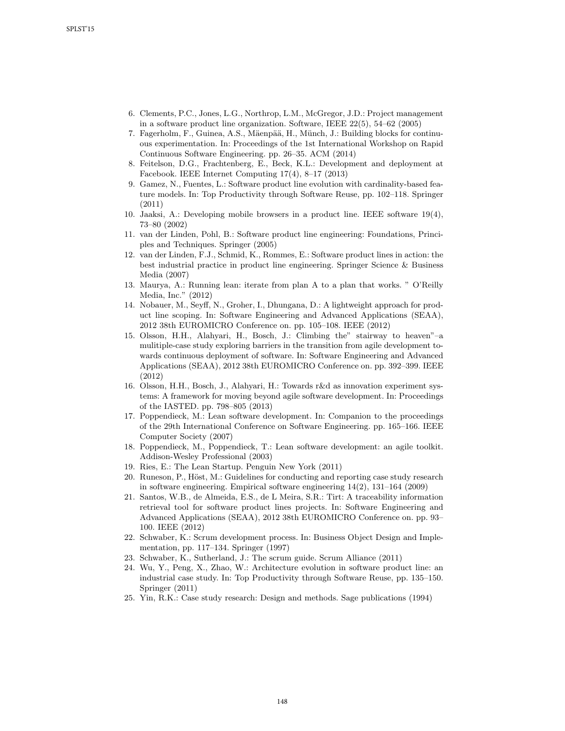6. Clements, P.C., Jones, L.G., Northrop, L.M., McGregor, J.D.: Project management in a software product line organization. Software, IEEE 22(5), 54–62 (2005)
7. Fagerholm, F., Guinea, A.S., Mäenpää, H., Münch, J.: Building blocks for continuous experimentation. In: Proceedings of the 1st International Workshop on Rapid Continuous Software Engineering. pp. 26–35. ACM (2014)
8. Feitelson, D.G., Frachtenberg, E., Beck, K.L.: Development and deployment at Facebook. IEEE Internet Computing 17(4), 8–17 (2013)
9. Gamez, N., Fuentes, L.: Software product line evolution with cardinality-based feature models. In: Top Productivity through Software Reuse, pp. 102–118. Springer (2011)
10. Jaaksi, A.: Developing mobile browsers in a product line. IEEE software 19(4), 73–80 (2002)
11. van der Linden, Pohl, B.: Software product line engineering: Foundations, Principles and Techniques. Springer (2005)
12. van der Linden, F.J., Schmid, K., Rommes, E.: Software product lines in action: the best industrial practice in product line engineering. Springer Science & Business Media (2007)
13. Maurya, A.: Running lean: iterate from plan A to a plan that works. " O'Reilly Media, Inc." (2012)
14. Nobauer, M., Seyff, N., Groher, I., Dhungana, D.: A lightweight approach for product line scoping. In: Software Engineering and Advanced Applications (SEAA), 2012 38th EUROMICRO Conference on. pp. 105–108. IEEE (2012)
15. Olsson, H.H., Alahyari, H., Bosch, J.: Climbing the" stairway to heaven"–a mulitiple-case study exploring barriers in the transition from agile development towards continuous deployment of software. In: Software Engineering and Advanced Applications (SEAA), 2012 38th EUROMICRO Conference on. pp. 392–399. IEEE (2012)
16. Olsson, H.H., Bosch, J., Alahyari, H.: Towards r&d as innovation experiment systems: A framework for moving beyond agile software development. In: Proceedings of the IASTED. pp. 798–805 (2013)
17. Poppendieck, M.: Lean software development. In: Companion to the proceedings of the 29th International Conference on Software Engineering. pp. 165–166. IEEE Computer Society (2007)
18. Poppendieck, M., Poppendieck, T.: Lean software development: an agile toolkit. Addison-Wesley Professional (2003)
19. Ries, E.: The Lean Startup. Penguin New York (2011)
20. Runeson, P., Höst, M.: Guidelines for conducting and reporting case study research in software engineering. Empirical software engineering 14(2), 131–164 (2009)
21. Santos, W.B., de Almeida, E.S., de L Meira, S.R.: Tirt: A traceability information retrieval tool for software product lines projects. In: Software Engineering and Advanced Applications (SEAA), 2012 38th EUROMICRO Conference on. pp. 93–100. IEEE (2012)
22. Schwaber, K.: Scrum development process. In: Business Object Design and Implementation, pp. 117–134. Springer (1997)
23. Schwaber, K., Sutherland, J.: The scrum guide. Scrum Alliance (2011)
24. Wu, Y., Peng, X., Zhao, W.: Architecture evolution in software product line: an industrial case study. In: Top Productivity through Software Reuse, pp. 135–150. Springer (2011)
25. Yin, R.K.: Case study research: Design and methods. Sage publications (1994)